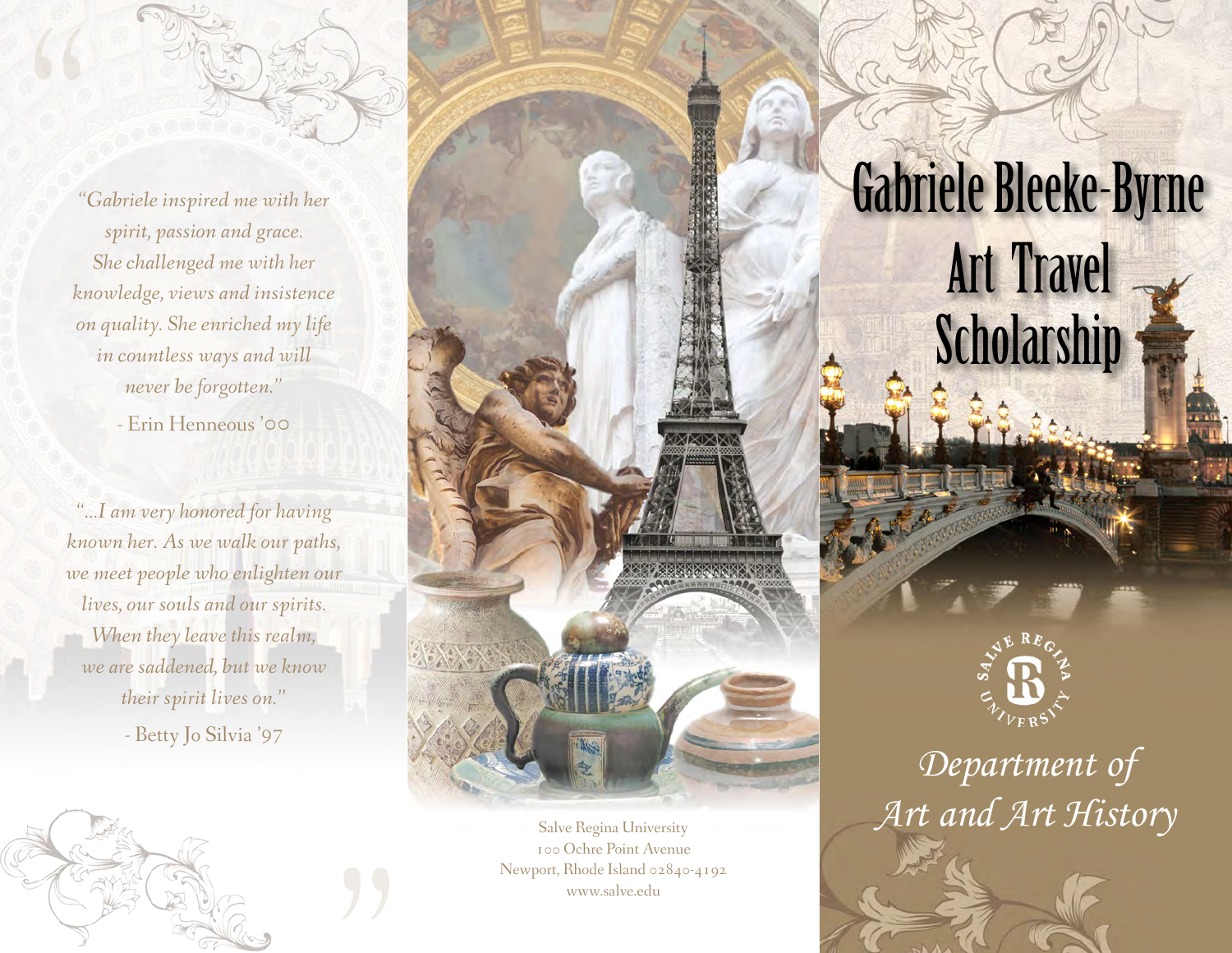*"Gabriele inspired me with her spirit, passion and grace. She challenged me with her knowledge, views and insistence on quality. She enriched my life in countless ways and will never be forgotten."*

- Erin Henneous '00

*"...I am very honored for having known her. As we walk our paths, we meet people who enlighten our lives, our souls and our spirits. When they leave this realm, we are saddened, but we know their spirit lives on."*

- Betty Jo Silvia '97

Salve Regina University
100 Ochre Point Avenue
Newport, Rhode Island 02840-4192
www.salve.edu

# Gabriele Bleeke-Byrne Art Travel Scholarship

Salve Regina University

*Department of Art and Art History*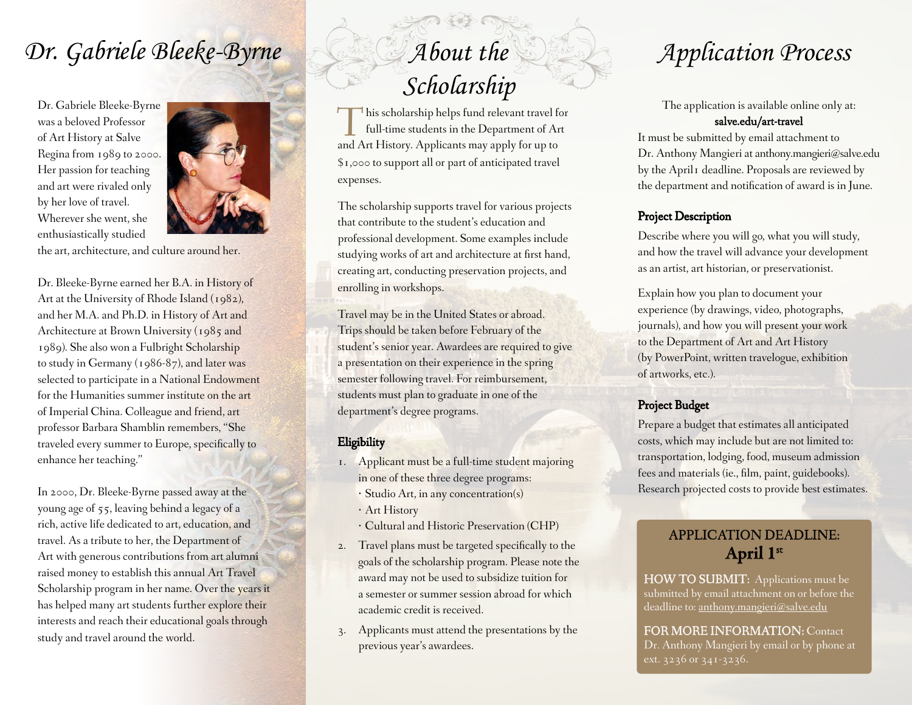# Dr. Gabriele Bleeke-Byrne

Dr. Gabriele Bleeke-Byrne was a beloved Professor of Art History at Salve Regina from 1989 to 2000. Her passion for teaching and art were rivaled only by her love of travel. Wherever she went, she enthusiastically studied the art, architecture, and culture around her.

Dr. Bleeke-Byrne earned her B.A. in History of Art at the University of Rhode Island (1982), and her M.A. and Ph.D. in History of Art and Architecture at Brown University (1985 and 1989). She also won a Fulbright Scholarship to study in Germany (1986-87), and later was selected to participate in a National Endowment for the Humanities summer institute on the art of Imperial China. Colleague and friend, art professor Barbara Shamblin remembers, "She traveled every summer to Europe, specifically to enhance her teaching."

In 2000, Dr. Bleeke-Byrne passed away at the young age of 55, leaving behind a legacy of a rich, active life dedicated to art, education, and travel. As a tribute to her, the Department of Art with generous contributions from art alumni raised money to establish this annual Art Travel Scholarship program in her name. Over the years it has helped many art students further explore their interests and reach their educational goals through study and travel around the world.

# About the Scholarship

This scholarship helps fund relevant travel for full-time students in the Department of Art and Art History. Applicants may apply for up to $1,000 to support all or part of anticipated travel expenses.

The scholarship supports travel for various projects that contribute to the student's education and professional development. Some examples include studying works of art and architecture at first hand, creating art, conducting preservation projects, and enrolling in workshops.

Travel may be in the United States or abroad. Trips should be taken before February of the student's senior year. Awardees are required to give a presentation on their experience in the spring semester following travel. For reimbursement, students must plan to graduate in one of the department's degree programs.

## Eligibility

1. Applicant must be a full-time student majoring in one of these three degree programs:
   - Studio Art, in any concentration(s)
   - Art History
   - Cultural and Historic Preservation (CHP)
2. Travel plans must be targeted specifically to the goals of the scholarship program. Please note the award may not be used to subsidize tuition for a semester or summer session abroad for which academic credit is received.
3. Applicants must attend the presentations by the previous year's awardees.

# Application Process

The application is available online only at:
**salve.edu/art-travel**

It must be submitted by email attachment to Dr. Anthony Mangieri at anthony.mangieri@salve.edu by the April 1 deadline. Proposals are reviewed by the department and notification of award is in June.

## Project Description

Describe where you will go, what you will study, and how the travel will advance your development as an artist, art historian, or preservationist.

Explain how you plan to document your experience (by drawings, video, photographs, journals), and how you will present your work to the Department of Art and Art History (by PowerPoint, written travelogue, exhibition of artworks, etc.).

## Project Budget

Prepare a budget that estimates all anticipated costs, which may include but are not limited to: transportation, lodging, food, museum admission fees and materials (ie., film, paint, guidebooks). Research projected costs to provide best estimates.

## APPLICATION DEADLINE: April 1st

HOW TO SUBMIT: Applications must be submitted by email attachment on or before the deadline to: anthony.mangieri@salve.edu

FOR MORE INFORMATION: Contact Dr. Anthony Mangieri by email or by phone at ext. 3236 or 341-3236.